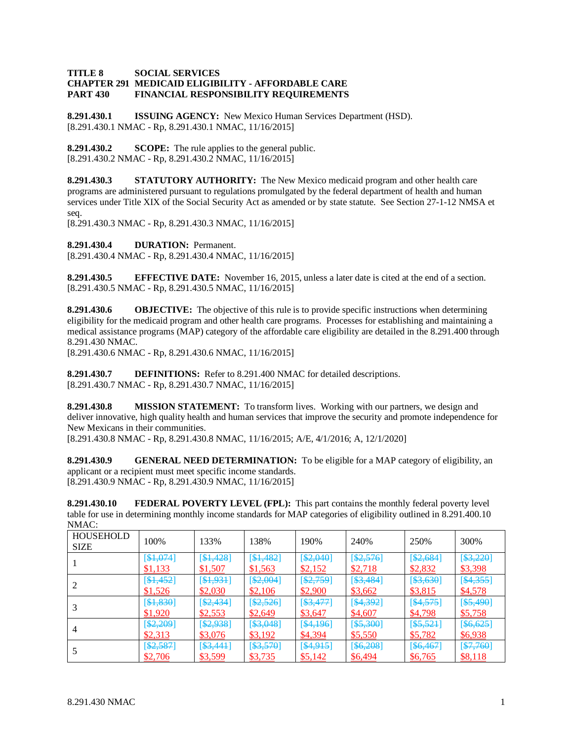**TITLE 8 SOCIAL SERVICES**
**CHAPTER 291 MEDICAID ELIGIBILITY - AFFORDABLE CARE**
**PART 430 FINANCIAL RESPONSIBILITY REQUIREMENTS**

**8.291.430.1 ISSUING AGENCY:** New Mexico Human Services Department (HSD).
[8.291.430.1 NMAC - Rp, 8.291.430.1 NMAC, 11/16/2015]

**8.291.430.2 SCOPE:** The rule applies to the general public.
[8.291.430.2 NMAC - Rp, 8.291.430.2 NMAC, 11/16/2015]

**8.291.430.3 STATUTORY AUTHORITY:** The New Mexico medicaid program and other health care programs are administered pursuant to regulations promulgated by the federal department of health and human services under Title XIX of the Social Security Act as amended or by state statute. See Section 27-1-12 NMSA et seq.
[8.291.430.3 NMAC - Rp, 8.291.430.3 NMAC, 11/16/2015]

**8.291.430.4 DURATION:** Permanent.
[8.291.430.4 NMAC - Rp, 8.291.430.4 NMAC, 11/16/2015]

**8.291.430.5 EFFECTIVE DATE:** November 16, 2015, unless a later date is cited at the end of a section.
[8.291.430.5 NMAC - Rp, 8.291.430.5 NMAC, 11/16/2015]

**8.291.430.6 OBJECTIVE:** The objective of this rule is to provide specific instructions when determining eligibility for the medicaid program and other health care programs. Processes for establishing and maintaining a medical assistance programs (MAP) category of the affordable care eligibility are detailed in the 8.291.400 through 8.291.430 NMAC.
[8.291.430.6 NMAC - Rp, 8.291.430.6 NMAC, 11/16/2015]

**8.291.430.7 DEFINITIONS:** Refer to 8.291.400 NMAC for detailed descriptions.
[8.291.430.7 NMAC - Rp, 8.291.430.7 NMAC, 11/16/2015]

**8.291.430.8 MISSION STATEMENT:** To transform lives. Working with our partners, we design and deliver innovative, high quality health and human services that improve the security and promote independence for New Mexicans in their communities.
[8.291.430.8 NMAC - Rp, 8.291.430.8 NMAC, 11/16/2015; A/E, 4/1/2016; A, 12/1/2020]

**8.291.430.9 GENERAL NEED DETERMINATION:** To be eligible for a MAP category of eligibility, an applicant or a recipient must meet specific income standards.
[8.291.430.9 NMAC - Rp, 8.291.430.9 NMAC, 11/16/2015]

**8.291.430.10 FEDERAL POVERTY LEVEL (FPL):** This part contains the monthly federal poverty level table for use in determining monthly income standards for MAP categories of eligibility outlined in 8.291.400.10 NMAC:

| HOUSEHOLD SIZE | 100% | 133% | 138% | 190% | 240% | 250% | 300% |
|---|---|---|---|---|---|---|---|
| 1 | [~~$1,074~~] $1,133 | [~~$1,428~~] $1,507 | [~~$1,482~~] $1,563 | [~~$2,040~~] $2,152 | [~~$2,576~~] $2,718 | [~~$2,684~~] $2,832 | [~~$3,220~~] $3,398 |
| 2 | [~~$1,452~~] $1,526 | [~~$1,931~~] $2,030 | [~~$2,004~~] $2,106 | [~~$2,759~~] $2,900 | [~~$3,484~~] $3,662 | [~~$3,630~~] $3,815 | [~~$4,355~~] $4,578 |
| 3 | [~~$1,830~~] $1,920 | [~~$2,434~~] $2,553 | [~~$2,526~~] $2,649 | [~~$3,477~~] $3,647 | [~~$4,392~~] $4,607 | [~~$4,575~~] $4,798 | [~~$5,490~~] $5,758 |
| 4 | [~~$2,209~~] $2,313 | [~~$2,938~~] $3,076 | [~~$3,048~~] $3,192 | [~~$4,196~~] $4,394 | [~~$5,300~~] $5,550 | [~~$5,521~~] $5,782 | [~~$6,625~~] $6,938 |
| 5 | [~~$2,587~~] $2,706 | [~~$3,441~~] $3,599 | [~~$3,570~~] $3,735 | [~~$4,915~~] $5,142 | [~~$6,208~~] $6,494 | [~~$6,467~~] $6,765 | [~~$7,760~~] $8,118 |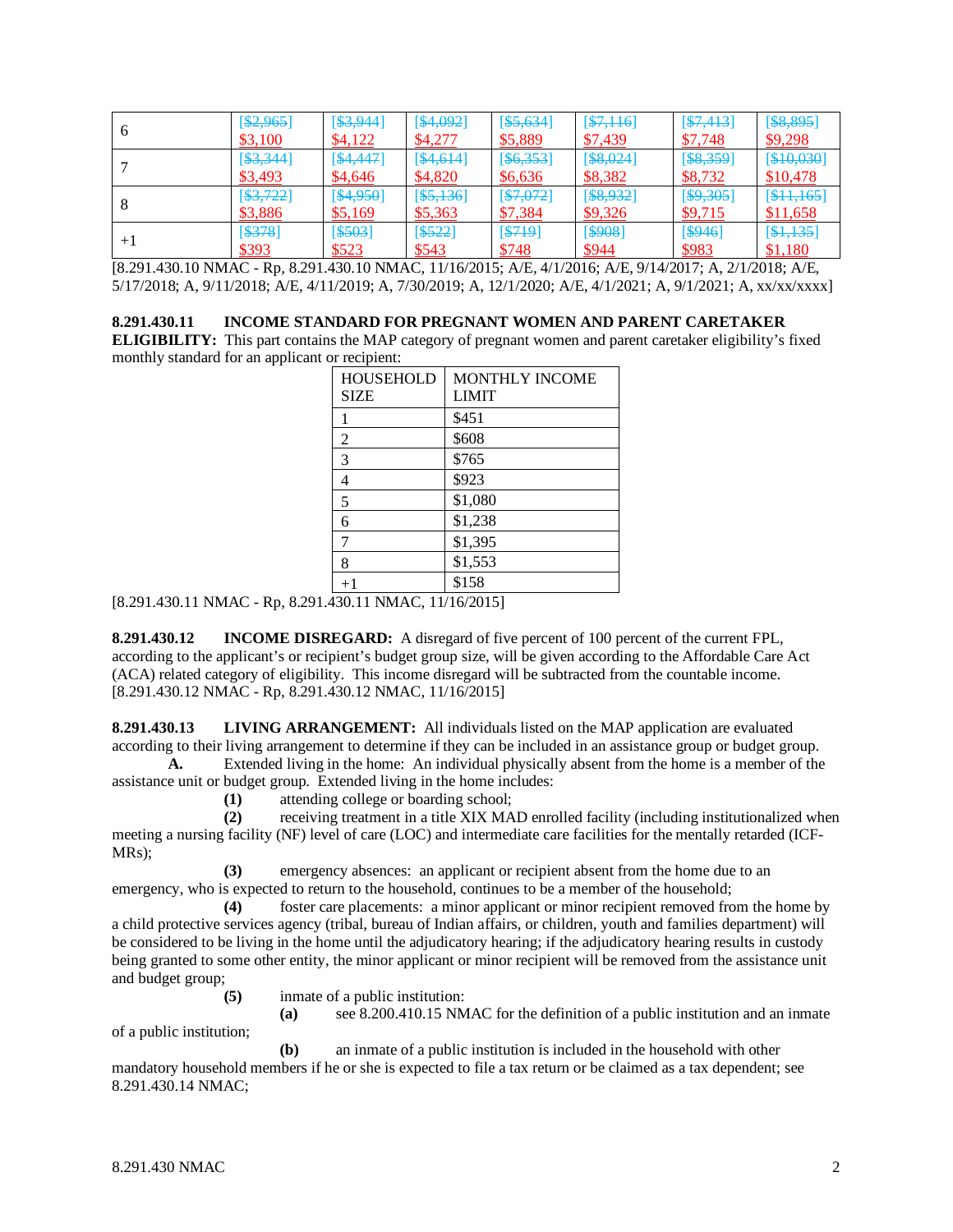| 6 | [~~$2,965~~] $3,100 | [~~$3,944~~] $4,122 | [~~$4,092~~] $4,277 | [~~$5,634~~] $5,889 | [~~$7,116~~] $7,439 | [~~$7,413~~] $7,748 | [~~$8,895~~] $9,298 |
|---|---|---|---|---|---|---|---|
| 7 | [~~$3,344~~] $3,493 | [~~$4,447~~] $4,646 | [~~$4,614~~] $4,820 | [~~$6,353~~] $6,636 | [~~$8,024~~] $8,382 | [~~$8,359~~] $8,732 | [~~$10,030~~] $10,478 |
| 8 | [~~$3,722~~] $3,886 | [~~$4,950~~] $5,169 | [~~$5,136~~] $5,363 | [~~$7,072~~] $7,384 | [~~$8,932~~] $9,326 | [~~$9,305~~] $9,715 | [~~$11,165~~] $11,658 |
| +1 | [~~$378~~] $393 | [~~$503~~] $523 | [~~$522~~] $543 | [~~$719~~] $748 | [~~$908~~] $944 | [~~$946~~] $983 | [~~$1,135~~] $1,180 |

[8.291.430.10 NMAC - Rp, 8.291.430.10 NMAC, 11/16/2015; A/E, 4/1/2016; A/E, 9/14/2017; A, 2/1/2018; A/E, 5/17/2018; A, 9/11/2018; A/E, 4/11/2019; A, 7/30/2019; A, 12/1/2020; A/E, 4/1/2021; A, 9/1/2021; A, xx/xx/xxxx]

**8.291.430.11 INCOME STANDARD FOR PREGNANT WOMEN AND PARENT CARETAKER ELIGIBILITY:** This part contains the MAP category of pregnant women and parent caretaker eligibility's fixed monthly standard for an applicant or recipient:

| HOUSEHOLD SIZE | MONTHLY INCOME LIMIT |
|---|---|
| 1 | $451 |
| 2 | $608 |
| 3 | $765 |
| 4 | $923 |
| 5 | $1,080 |
| 6 | $1,238 |
| 7 | $1,395 |
| 8 | $1,553 |
| +1 | $158 |

[8.291.430.11 NMAC - Rp, 8.291.430.11 NMAC, 11/16/2015]

**8.291.430.12 INCOME DISREGARD:** A disregard of five percent of 100 percent of the current FPL, according to the applicant's or recipient's budget group size, will be given according to the Affordable Care Act (ACA) related category of eligibility. This income disregard will be subtracted from the countable income.
[8.291.430.12 NMAC - Rp, 8.291.430.12 NMAC, 11/16/2015]

**8.291.430.13 LIVING ARRANGEMENT:** All individuals listed on the MAP application are evaluated according to their living arrangement to determine if they can be included in an assistance group or budget group.

**A.** Extended living in the home: An individual physically absent from the home is a member of the assistance unit or budget group. Extended living in the home includes:

**(1)** attending college or boarding school;

**(2)** receiving treatment in a title XIX MAD enrolled facility (including institutionalized when meeting a nursing facility (NF) level of care (LOC) and intermediate care facilities for the mentally retarded (ICF-MRs);

**(3)** emergency absences: an applicant or recipient absent from the home due to an emergency, who is expected to return to the household, continues to be a member of the household;

**(4)** foster care placements: a minor applicant or minor recipient removed from the home by a child protective services agency (tribal, bureau of Indian affairs, or children, youth and families department) will be considered to be living in the home until the adjudicatory hearing; if the adjudicatory hearing results in custody being granted to some other entity, the minor applicant or minor recipient will be removed from the assistance unit and budget group;

**(5)** inmate of a public institution:

**(a)** see 8.200.410.15 NMAC for the definition of a public institution and an inmate of a public institution;

**(b)** an inmate of a public institution is included in the household with other mandatory household members if he or she is expected to file a tax return or be claimed as a tax dependent; see 8.291.430.14 NMAC;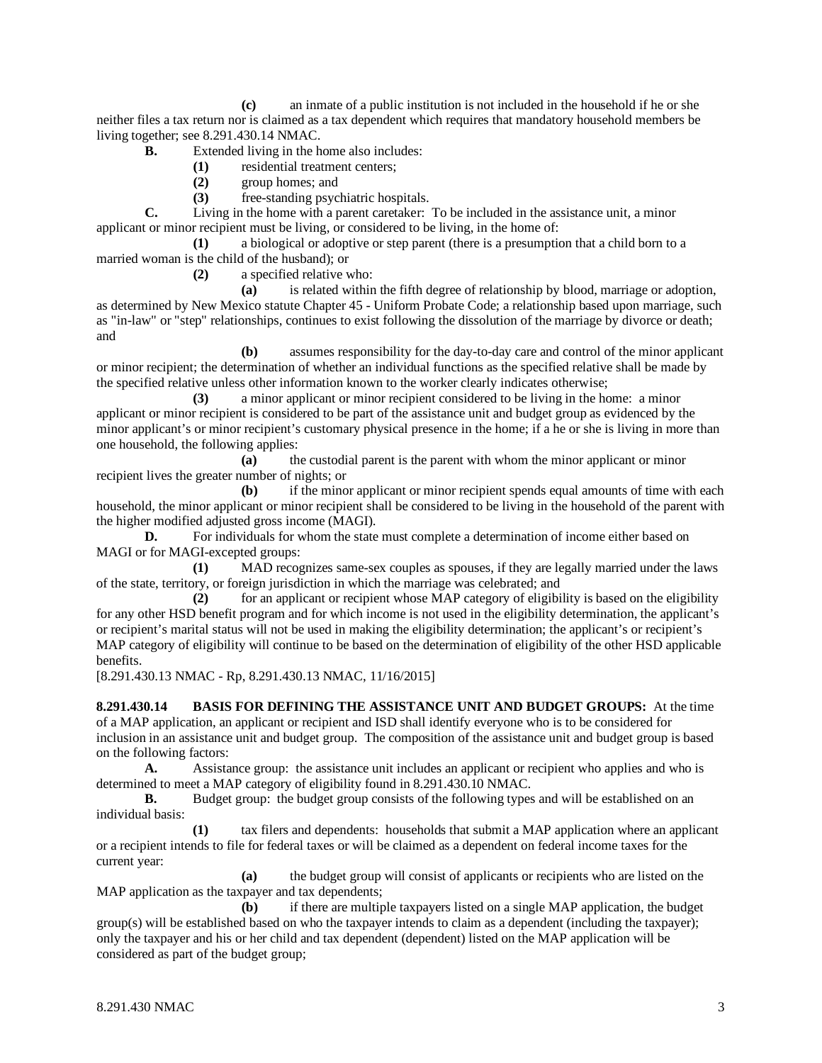**(c)** an inmate of a public institution is not included in the household if he or she neither files a tax return nor is claimed as a tax dependent which requires that mandatory household members be living together; see 8.291.430.14 NMAC.

**B.** Extended living in the home also includes:

**(1)** residential treatment centers;

**(2)** group homes; and

**(3)** free-standing psychiatric hospitals.

**C.** Living in the home with a parent caretaker: To be included in the assistance unit, a minor applicant or minor recipient must be living, or considered to be living, in the home of:

**(1)** a biological or adoptive or step parent (there is a presumption that a child born to a married woman is the child of the husband); or

**(2)** a specified relative who:

**(a)** is related within the fifth degree of relationship by blood, marriage or adoption, as determined by New Mexico statute Chapter 45 - Uniform Probate Code; a relationship based upon marriage, such as "in-law" or "step" relationships, continues to exist following the dissolution of the marriage by divorce or death; and

**(b)** assumes responsibility for the day-to-day care and control of the minor applicant or minor recipient; the determination of whether an individual functions as the specified relative shall be made by the specified relative unless other information known to the worker clearly indicates otherwise;

**(3)** a minor applicant or minor recipient considered to be living in the home: a minor applicant or minor recipient is considered to be part of the assistance unit and budget group as evidenced by the minor applicant's or minor recipient's customary physical presence in the home; if a he or she is living in more than one household, the following applies:

**(a)** the custodial parent is the parent with whom the minor applicant or minor recipient lives the greater number of nights; or

**(b)** if the minor applicant or minor recipient spends equal amounts of time with each household, the minor applicant or minor recipient shall be considered to be living in the household of the parent with the higher modified adjusted gross income (MAGI).

**D.** For individuals for whom the state must complete a determination of income either based on MAGI or for MAGI-excepted groups:

**(1)** MAD recognizes same-sex couples as spouses, if they are legally married under the laws of the state, territory, or foreign jurisdiction in which the marriage was celebrated; and

**(2)** for an applicant or recipient whose MAP category of eligibility is based on the eligibility for any other HSD benefit program and for which income is not used in the eligibility determination, the applicant's or recipient's marital status will not be used in making the eligibility determination; the applicant's or recipient's MAP category of eligibility will continue to be based on the determination of eligibility of the other HSD applicable benefits.

[8.291.430.13 NMAC - Rp, 8.291.430.13 NMAC, 11/16/2015]

**8.291.430.14 BASIS FOR DEFINING THE ASSISTANCE UNIT AND BUDGET GROUPS:** At the time of a MAP application, an applicant or recipient and ISD shall identify everyone who is to be considered for inclusion in an assistance unit and budget group. The composition of the assistance unit and budget group is based on the following factors:

**A.** Assistance group: the assistance unit includes an applicant or recipient who applies and who is determined to meet a MAP category of eligibility found in 8.291.430.10 NMAC.

**B.** Budget group: the budget group consists of the following types and will be established on an individual basis:

**(1)** tax filers and dependents: households that submit a MAP application where an applicant or a recipient intends to file for federal taxes or will be claimed as a dependent on federal income taxes for the current year:

**(a)** the budget group will consist of applicants or recipients who are listed on the MAP application as the taxpayer and tax dependents;

**(b)** if there are multiple taxpayers listed on a single MAP application, the budget group(s) will be established based on who the taxpayer intends to claim as a dependent (including the taxpayer); only the taxpayer and his or her child and tax dependent (dependent) listed on the MAP application will be considered as part of the budget group;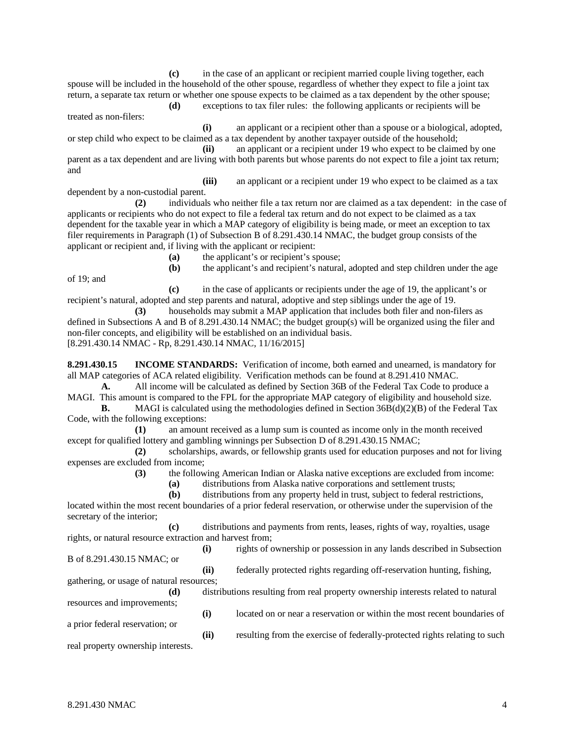**(c)** in the case of an applicant or recipient married couple living together, each spouse will be included in the household of the other spouse, regardless of whether they expect to file a joint tax return, a separate tax return or whether one spouse expects to be claimed as a tax dependent by the other spouse;

**(d)** exceptions to tax filer rules: the following applicants or recipients will be treated as non-filers:

**(i)** an applicant or a recipient other than a spouse or a biological, adopted, or step child who expect to be claimed as a tax dependent by another taxpayer outside of the household;

**(ii)** an applicant or a recipient under 19 who expect to be claimed by one parent as a tax dependent and are living with both parents but whose parents do not expect to file a joint tax return; and

**(iii)** an applicant or a recipient under 19 who expect to be claimed as a tax dependent by a non-custodial parent.

**(2)** individuals who neither file a tax return nor are claimed as a tax dependent: in the case of applicants or recipients who do not expect to file a federal tax return and do not expect to be claimed as a tax dependent for the taxable year in which a MAP category of eligibility is being made, or meet an exception to tax filer requirements in Paragraph (1) of Subsection B of 8.291.430.14 NMAC, the budget group consists of the applicant or recipient and, if living with the applicant or recipient:

**(a)** the applicant's or recipient's spouse;

**(b)** the applicant's and recipient's natural, adopted and step children under the age of 19; and

**(c)** in the case of applicants or recipients under the age of 19, the applicant's or recipient's natural, adopted and step parents and natural, adoptive and step siblings under the age of 19.

**(3)** households may submit a MAP application that includes both filer and non-filers as defined in Subsections A and B of 8.291.430.14 NMAC; the budget group(s) will be organized using the filer and non-filer concepts, and eligibility will be established on an individual basis.

[8.291.430.14 NMAC - Rp, 8.291.430.14 NMAC, 11/16/2015]

**8.291.430.15 INCOME STANDARDS:** Verification of income, both earned and unearned, is mandatory for all MAP categories of ACA related eligibility. Verification methods can be found at 8.291.410 NMAC.

**A.** All income will be calculated as defined by Section 36B of the Federal Tax Code to produce a MAGI. This amount is compared to the FPL for the appropriate MAP category of eligibility and household size.

**B.** MAGI is calculated using the methodologies defined in Section 36B(d)(2)(B) of the Federal Tax Code, with the following exceptions:

**(1)** an amount received as a lump sum is counted as income only in the month received except for qualified lottery and gambling winnings per Subsection D of 8.291.430.15 NMAC;

**(2)** scholarships, awards, or fellowship grants used for education purposes and not for living expenses are excluded from income;

**(3)** the following American Indian or Alaska native exceptions are excluded from income:

**(a)** distributions from Alaska native corporations and settlement trusts;

**(b)** distributions from any property held in trust, subject to federal restrictions, located within the most recent boundaries of a prior federal reservation, or otherwise under the supervision of the secretary of the interior;

**(c)** distributions and payments from rents, leases, rights of way, royalties, usage rights, or natural resource extraction and harvest from;

**(i)** rights of ownership or possession in any lands described in Subsection B of 8.291.430.15 NMAC; or

**(ii)** federally protected rights regarding off-reservation hunting, fishing, gathering, or usage of natural resources;

**(d)** distributions resulting from real property ownership interests related to natural resources and improvements;

**(i)** located on or near a reservation or within the most recent boundaries of a prior federal reservation; or

**(ii)** resulting from the exercise of federally-protected rights relating to such real property ownership interests.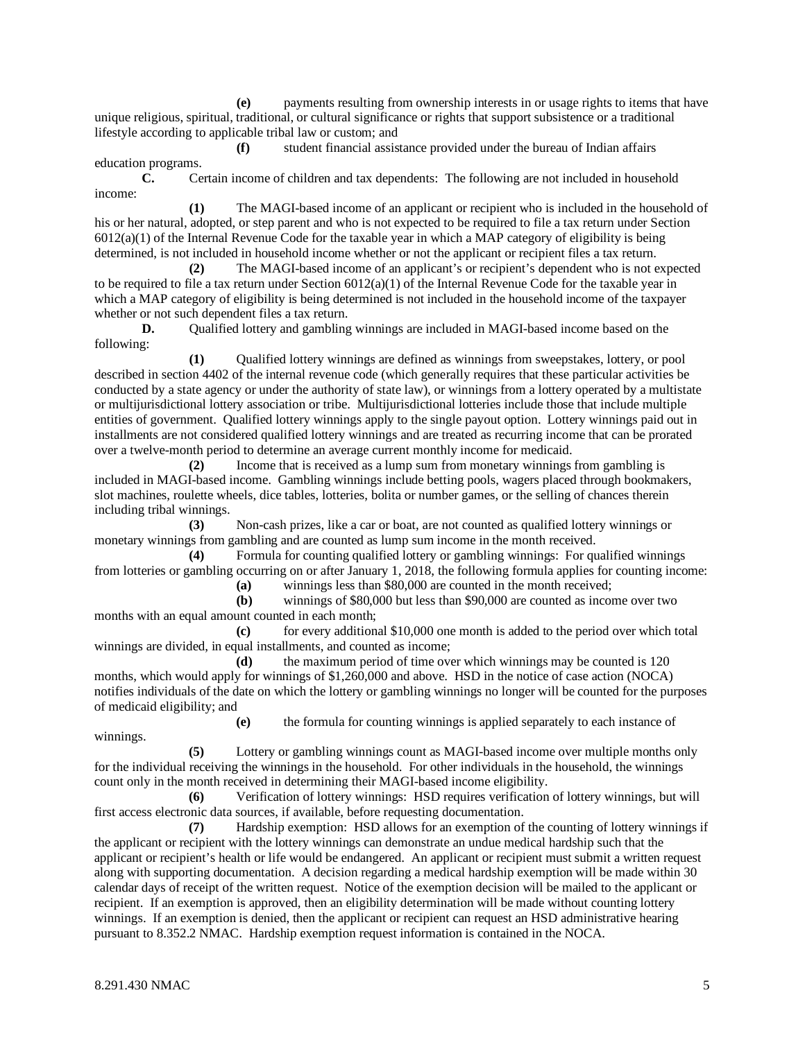**(e)** payments resulting from ownership interests in or usage rights to items that have unique religious, spiritual, traditional, or cultural significance or rights that support subsistence or a traditional lifestyle according to applicable tribal law or custom; and

**(f)** student financial assistance provided under the bureau of Indian affairs education programs.

**C.** Certain income of children and tax dependents: The following are not included in household income:

**(1)** The MAGI-based income of an applicant or recipient who is included in the household of his or her natural, adopted, or step parent and who is not expected to be required to file a tax return under Section 6012(a)(1) of the Internal Revenue Code for the taxable year in which a MAP category of eligibility is being determined, is not included in household income whether or not the applicant or recipient files a tax return.

**(2)** The MAGI-based income of an applicant's or recipient's dependent who is not expected to be required to file a tax return under Section 6012(a)(1) of the Internal Revenue Code for the taxable year in which a MAP category of eligibility is being determined is not included in the household income of the taxpayer whether or not such dependent files a tax return.

**D.** Qualified lottery and gambling winnings are included in MAGI-based income based on the following:

**(1)** Qualified lottery winnings are defined as winnings from sweepstakes, lottery, or pool described in section 4402 of the internal revenue code (which generally requires that these particular activities be conducted by a state agency or under the authority of state law), or winnings from a lottery operated by a multistate or multijurisdictional lottery association or tribe. Multijurisdictional lotteries include those that include multiple entities of government. Qualified lottery winnings apply to the single payout option. Lottery winnings paid out in installments are not considered qualified lottery winnings and are treated as recurring income that can be prorated over a twelve-month period to determine an average current monthly income for medicaid.

**(2)** Income that is received as a lump sum from monetary winnings from gambling is included in MAGI-based income. Gambling winnings include betting pools, wagers placed through bookmakers, slot machines, roulette wheels, dice tables, lotteries, bolita or number games, or the selling of chances therein including tribal winnings.

**(3)** Non-cash prizes, like a car or boat, are not counted as qualified lottery winnings or monetary winnings from gambling and are counted as lump sum income in the month received.

**(4)** Formula for counting qualified lottery or gambling winnings: For qualified winnings from lotteries or gambling occurring on or after January 1, 2018, the following formula applies for counting income:

**(a)** winnings less than $80,000 are counted in the month received;

**(b)** winnings of $80,000 but less than $90,000 are counted as income over two months with an equal amount counted in each month;

**(c)** for every additional $10,000 one month is added to the period over which total winnings are divided, in equal installments, and counted as income;

**(d)** the maximum period of time over which winnings may be counted is 120 months, which would apply for winnings of $1,260,000 and above. HSD in the notice of case action (NOCA) notifies individuals of the date on which the lottery or gambling winnings no longer will be counted for the purposes of medicaid eligibility; and

**(e)** the formula for counting winnings is applied separately to each instance of winnings.

**(5)** Lottery or gambling winnings count as MAGI-based income over multiple months only for the individual receiving the winnings in the household. For other individuals in the household, the winnings count only in the month received in determining their MAGI-based income eligibility.

**(6)** Verification of lottery winnings: HSD requires verification of lottery winnings, but will first access electronic data sources, if available, before requesting documentation.

**(7)** Hardship exemption: HSD allows for an exemption of the counting of lottery winnings if the applicant or recipient with the lottery winnings can demonstrate an undue medical hardship such that the applicant or recipient's health or life would be endangered. An applicant or recipient must submit a written request along with supporting documentation. A decision regarding a medical hardship exemption will be made within 30 calendar days of receipt of the written request. Notice of the exemption decision will be mailed to the applicant or recipient. If an exemption is approved, then an eligibility determination will be made without counting lottery winnings. If an exemption is denied, then the applicant or recipient can request an HSD administrative hearing pursuant to 8.352.2 NMAC. Hardship exemption request information is contained in the NOCA.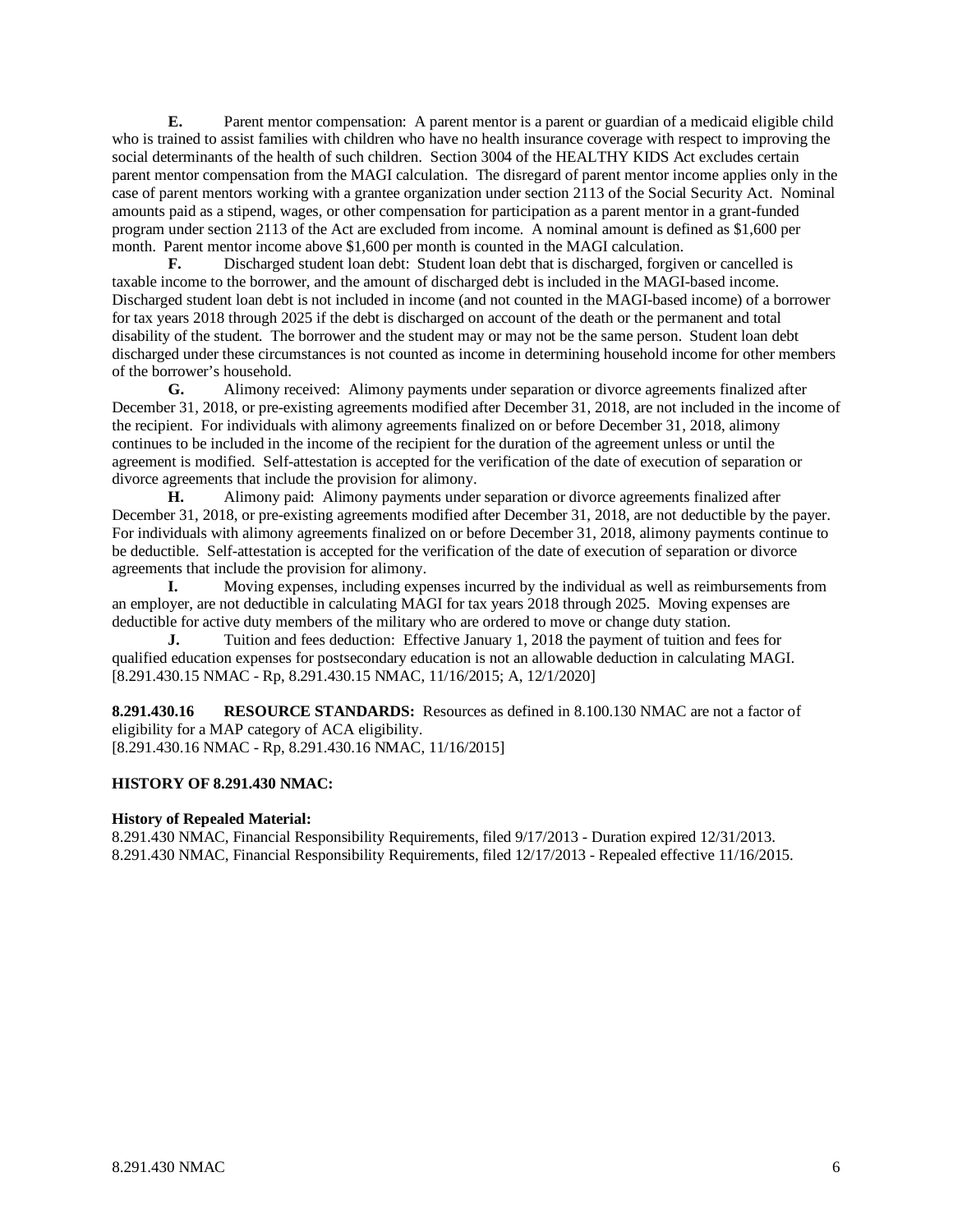**E.** Parent mentor compensation: A parent mentor is a parent or guardian of a medicaid eligible child who is trained to assist families with children who have no health insurance coverage with respect to improving the social determinants of the health of such children. Section 3004 of the HEALTHY KIDS Act excludes certain parent mentor compensation from the MAGI calculation. The disregard of parent mentor income applies only in the case of parent mentors working with a grantee organization under section 2113 of the Social Security Act. Nominal amounts paid as a stipend, wages, or other compensation for participation as a parent mentor in a grant-funded program under section 2113 of the Act are excluded from income. A nominal amount is defined as $1,600 per month. Parent mentor income above $1,600 per month is counted in the MAGI calculation.

**F.** Discharged student loan debt: Student loan debt that is discharged, forgiven or cancelled is taxable income to the borrower, and the amount of discharged debt is included in the MAGI-based income. Discharged student loan debt is not included in income (and not counted in the MAGI-based income) of a borrower for tax years 2018 through 2025 if the debt is discharged on account of the death or the permanent and total disability of the student. The borrower and the student may or may not be the same person. Student loan debt discharged under these circumstances is not counted as income in determining household income for other members of the borrower's household.

**G.** Alimony received: Alimony payments under separation or divorce agreements finalized after December 31, 2018, or pre-existing agreements modified after December 31, 2018, are not included in the income of the recipient. For individuals with alimony agreements finalized on or before December 31, 2018, alimony continues to be included in the income of the recipient for the duration of the agreement unless or until the agreement is modified. Self-attestation is accepted for the verification of the date of execution of separation or divorce agreements that include the provision for alimony.

**H.** Alimony paid: Alimony payments under separation or divorce agreements finalized after December 31, 2018, or pre-existing agreements modified after December 31, 2018, are not deductible by the payer. For individuals with alimony agreements finalized on or before December 31, 2018, alimony payments continue to be deductible. Self-attestation is accepted for the verification of the date of execution of separation or divorce agreements that include the provision for alimony.

**I.** Moving expenses, including expenses incurred by the individual as well as reimbursements from an employer, are not deductible in calculating MAGI for tax years 2018 through 2025. Moving expenses are deductible for active duty members of the military who are ordered to move or change duty station.

**J.** Tuition and fees deduction: Effective January 1, 2018 the payment of tuition and fees for qualified education expenses for postsecondary education is not an allowable deduction in calculating MAGI.
[8.291.430.15 NMAC - Rp, 8.291.430.15 NMAC, 11/16/2015; A, 12/1/2020]

**8.291.430.16 RESOURCE STANDARDS:** Resources as defined in 8.100.130 NMAC are not a factor of eligibility for a MAP category of ACA eligibility.
[8.291.430.16 NMAC - Rp, 8.291.430.16 NMAC, 11/16/2015]

**HISTORY OF 8.291.430 NMAC:**

**History of Repealed Material:**
8.291.430 NMAC, Financial Responsibility Requirements, filed 9/17/2013 - Duration expired 12/31/2013.
8.291.430 NMAC, Financial Responsibility Requirements, filed 12/17/2013 - Repealed effective 11/16/2015.